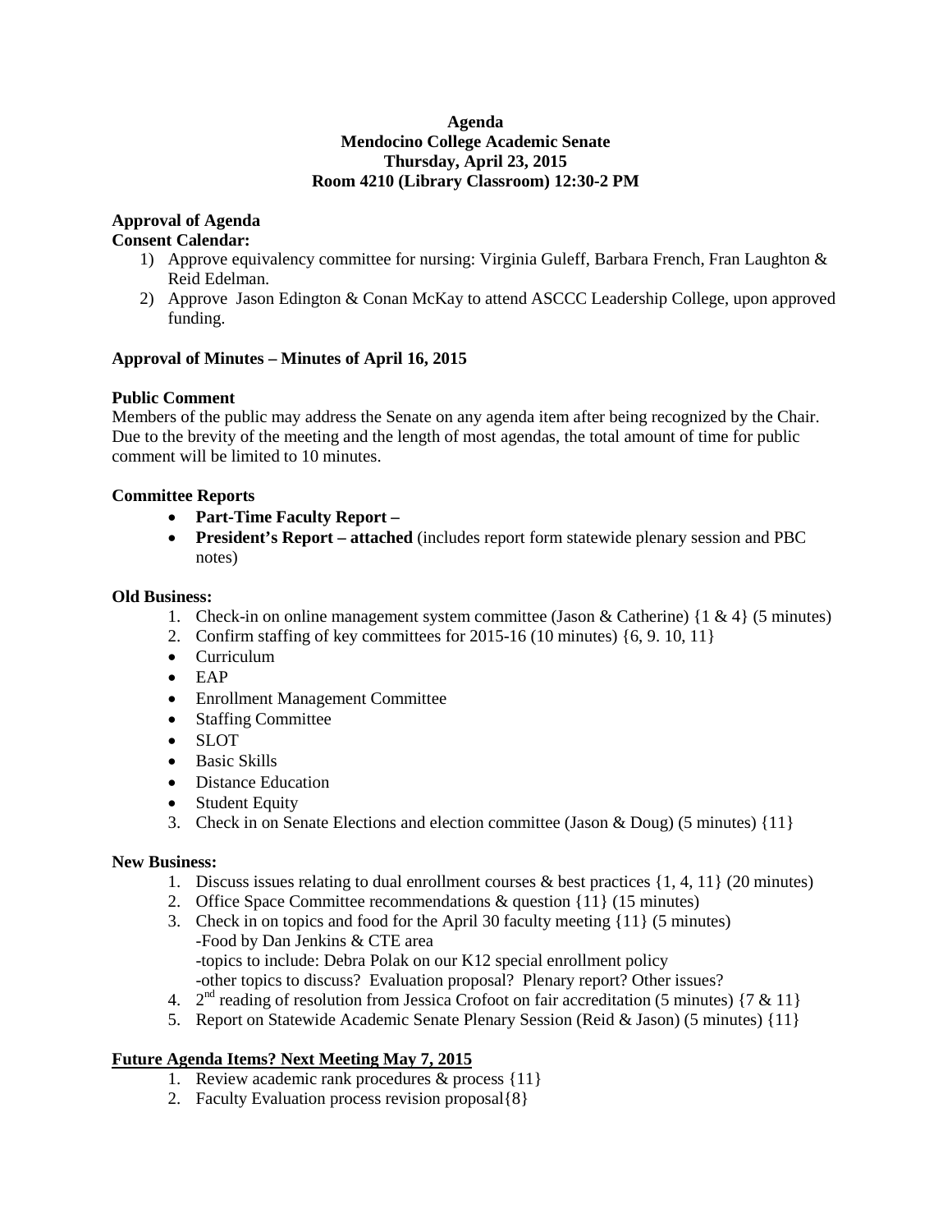**Agenda**
**Mendocino College Academic Senate**
**Thursday, April 23, 2015**
**Room 4210 (Library Classroom) 12:30-2 PM**

**Approval of Agenda**
**Consent Calendar:**

1) Approve equivalency committee for nursing: Virginia Guleff, Barbara French, Fran Laughton & Reid Edelman.
2) Approve Jason Edington & Conan McKay to attend ASCCC Leadership College, upon approved funding.

**Approval of Minutes – Minutes of April 16, 2015**

**Public Comment**
Members of the public may address the Senate on any agenda item after being recognized by the Chair. Due to the brevity of the meeting and the length of most agendas, the total amount of time for public comment will be limited to 10 minutes.

**Committee Reports**

- **Part-Time Faculty Report –**
- **President's Report – attached** (includes report form statewide plenary session and PBC notes)

**Old Business:**

1. Check-in on online management system committee (Jason & Catherine) {1 & 4} (5 minutes)
2. Confirm staffing of key committees for 2015-16 (10 minutes) {6, 9. 10, 11}
   - Curriculum
   - EAP
   - Enrollment Management Committee
   - Staffing Committee
   - SLOT
   - Basic Skills
   - Distance Education
   - Student Equity
3. Check in on Senate Elections and election committee (Jason & Doug) (5 minutes) {11}

**New Business:**

1. Discuss issues relating to dual enrollment courses & best practices {1, 4, 11} (20 minutes)
2. Office Space Committee recommendations & question {11} (15 minutes)
3. Check in on topics and food for the April 30 faculty meeting {11} (5 minutes)
   -Food by Dan Jenkins & CTE area
   -topics to include: Debra Polak on our K12 special enrollment policy
   -other topics to discuss? Evaluation proposal? Plenary report? Other issues?
4. 2nd reading of resolution from Jessica Crofoot on fair accreditation (5 minutes) {7 & 11}
5. Report on Statewide Academic Senate Plenary Session (Reid & Jason) (5 minutes) {11}

**Future Agenda Items? Next Meeting May 7, 2015**

1. Review academic rank procedures & process {11}
2. Faculty Evaluation process revision proposal{8}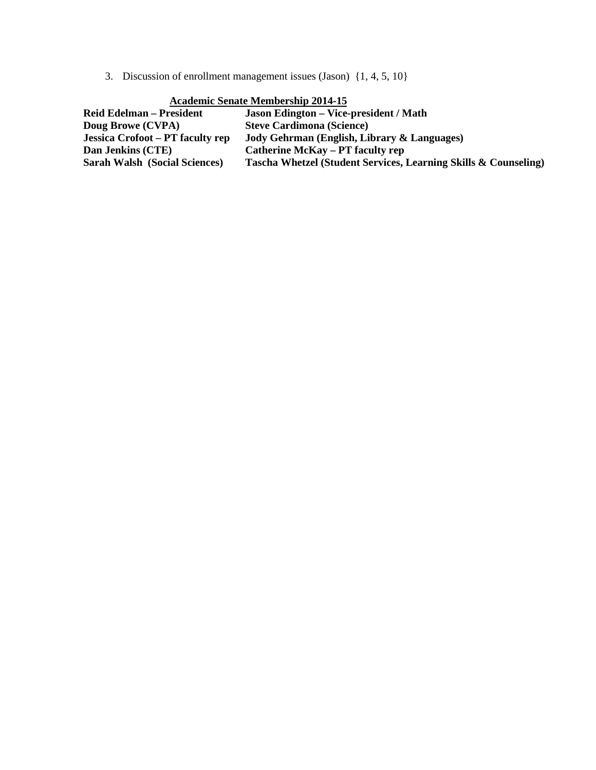3. Discussion of enrollment management issues (Jason) {1, 4, 5, 10}

**Academic Senate Membership 2014-15**

| | |
|---|---|
| **Reid Edelman – President** | **Jason Edington – Vice-president / Math** |
| **Doug Browe (CVPA)** | **Steve Cardimona (Science)** |
| **Jessica Crofoot – PT faculty rep** | **Jody Gehrman (English, Library & Languages)** |
| **Dan Jenkins (CTE)** | **Catherine McKay – PT faculty rep** |
| **Sarah Walsh (Social Sciences)** | **Tascha Whetzel (Student Services, Learning Skills & Counseling)** |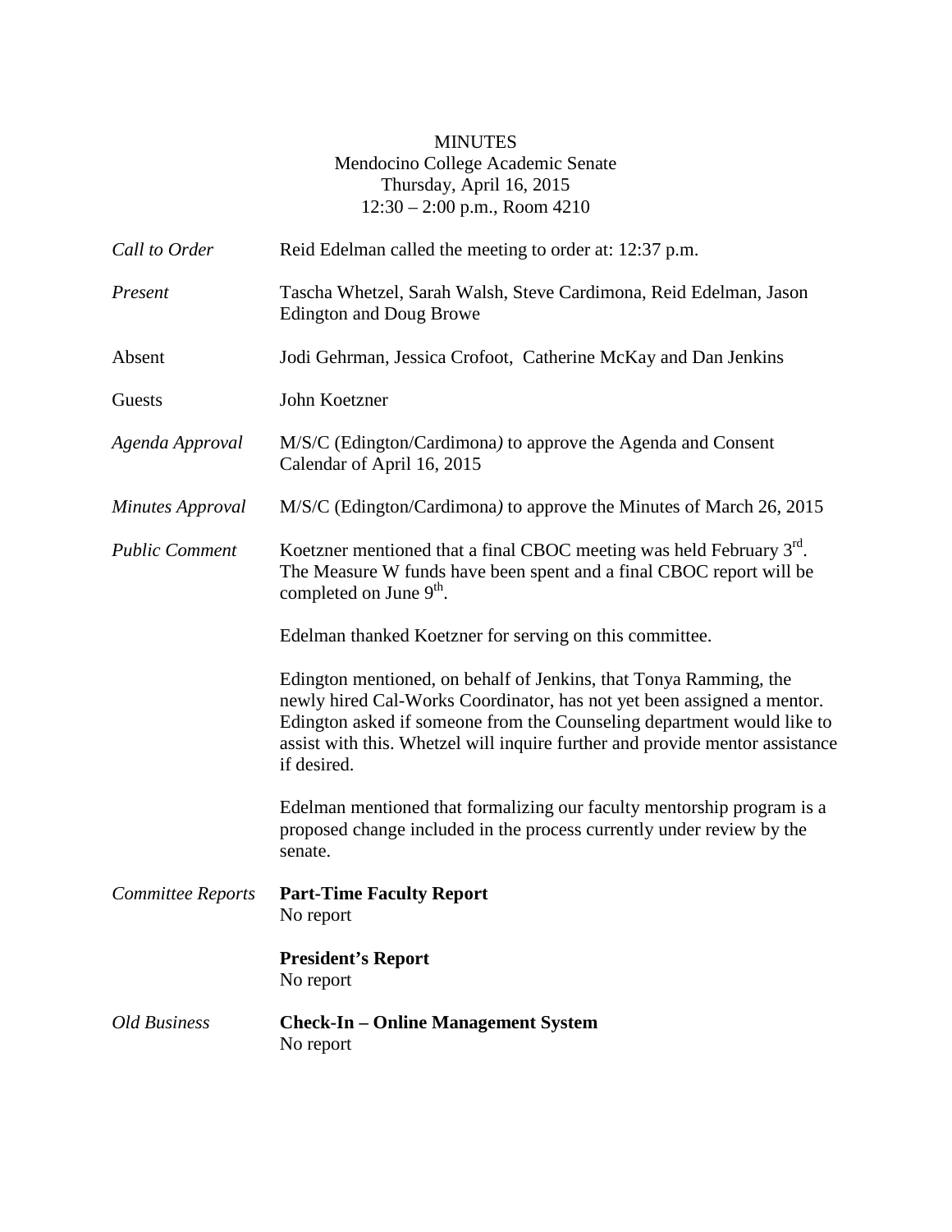MINUTES
Mendocino College Academic Senate
Thursday, April 16, 2015
12:30 – 2:00 p.m., Room 4210

| | |
|---|---|
| *Call to Order* | Reid Edelman called the meeting to order at: 12:37 p.m. |
| *Present* | Tascha Whetzel, Sarah Walsh, Steve Cardimona, Reid Edelman, Jason Edington and Doug Browe |
| Absent | Jodi Gehrman, Jessica Crofoot, Catherine McKay and Dan Jenkins |
| Guests | John Koetzner |
| *Agenda Approval* | M/S/C (Edington/Cardimona) to approve the Agenda and Consent Calendar of April 16, 2015 |
| *Minutes Approval* | M/S/C (Edington/Cardimona) to approve the Minutes of March 26, 2015 |

*Public Comment*

Koetzner mentioned that a final CBOC meeting was held February 3rd. The Measure W funds have been spent and a final CBOC report will be completed on June 9th.

Edelman thanked Koetzner for serving on this committee.

Edington mentioned, on behalf of Jenkins, that Tonya Ramming, the newly hired Cal-Works Coordinator, has not yet been assigned a mentor. Edington asked if someone from the Counseling department would like to assist with this. Whetzel will inquire further and provide mentor assistance if desired.

Edelman mentioned that formalizing our faculty mentorship program is a proposed change included in the process currently under review by the senate.

*Committee Reports*

**Part-Time Faculty Report**
No report

**President's Report**
No report

*Old Business*

**Check-In – Online Management System**
No report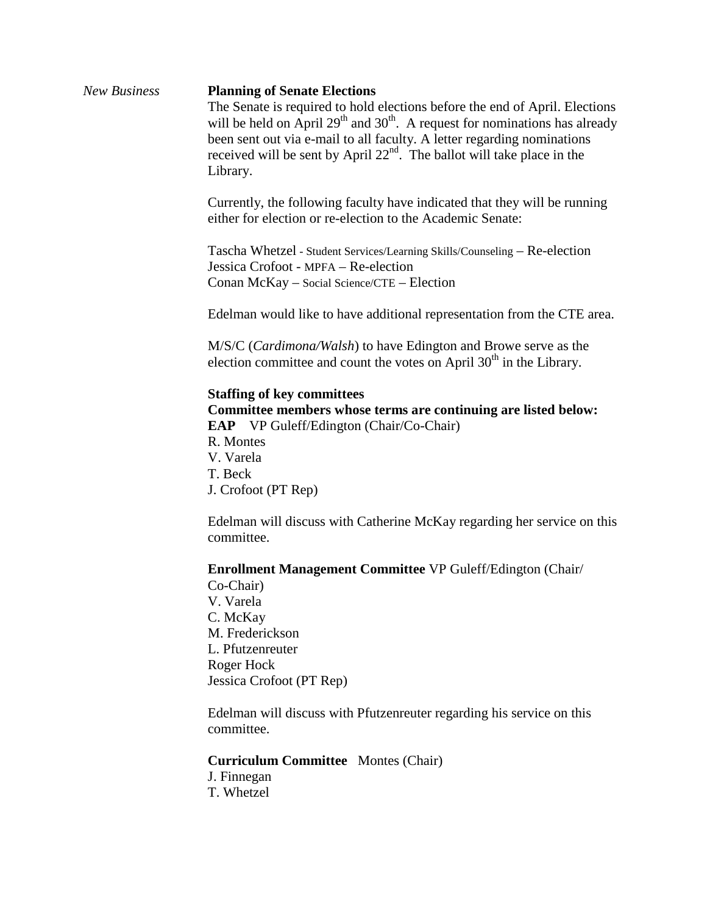*New Business*

**Planning of Senate Elections**

The Senate is required to hold elections before the end of April. Elections will be held on April 29th and 30th. A request for nominations has already been sent out via e-mail to all faculty. A letter regarding nominations received will be sent by April 22nd. The ballot will take place in the Library.

Currently, the following faculty have indicated that they will be running either for election or re-election to the Academic Senate:

Tascha Whetzel - Student Services/Learning Skills/Counseling – Re-election
Jessica Crofoot - MPFA – Re-election
Conan McKay – Social Science/CTE – Election

Edelman would like to have additional representation from the CTE area.

M/S/C (*Cardimona/Walsh*) to have Edington and Browe serve as the election committee and count the votes on April 30th in the Library.

**Staffing of key committees**

**Committee members whose terms are continuing are listed below:**

**EAP** VP Guleff/Edington (Chair/Co-Chair)
R. Montes
V. Varela
T. Beck
J. Crofoot (PT Rep)

Edelman will discuss with Catherine McKay regarding her service on this committee.

**Enrollment Management Committee** VP Guleff/Edington (Chair/Co-Chair)
V. Varela
C. McKay
M. Frederickson
L. Pfutzenreuter
Roger Hock
Jessica Crofoot (PT Rep)

Edelman will discuss with Pfutzenreuter regarding his service on this committee.

**Curriculum Committee** Montes (Chair)
J. Finnegan
T. Whetzel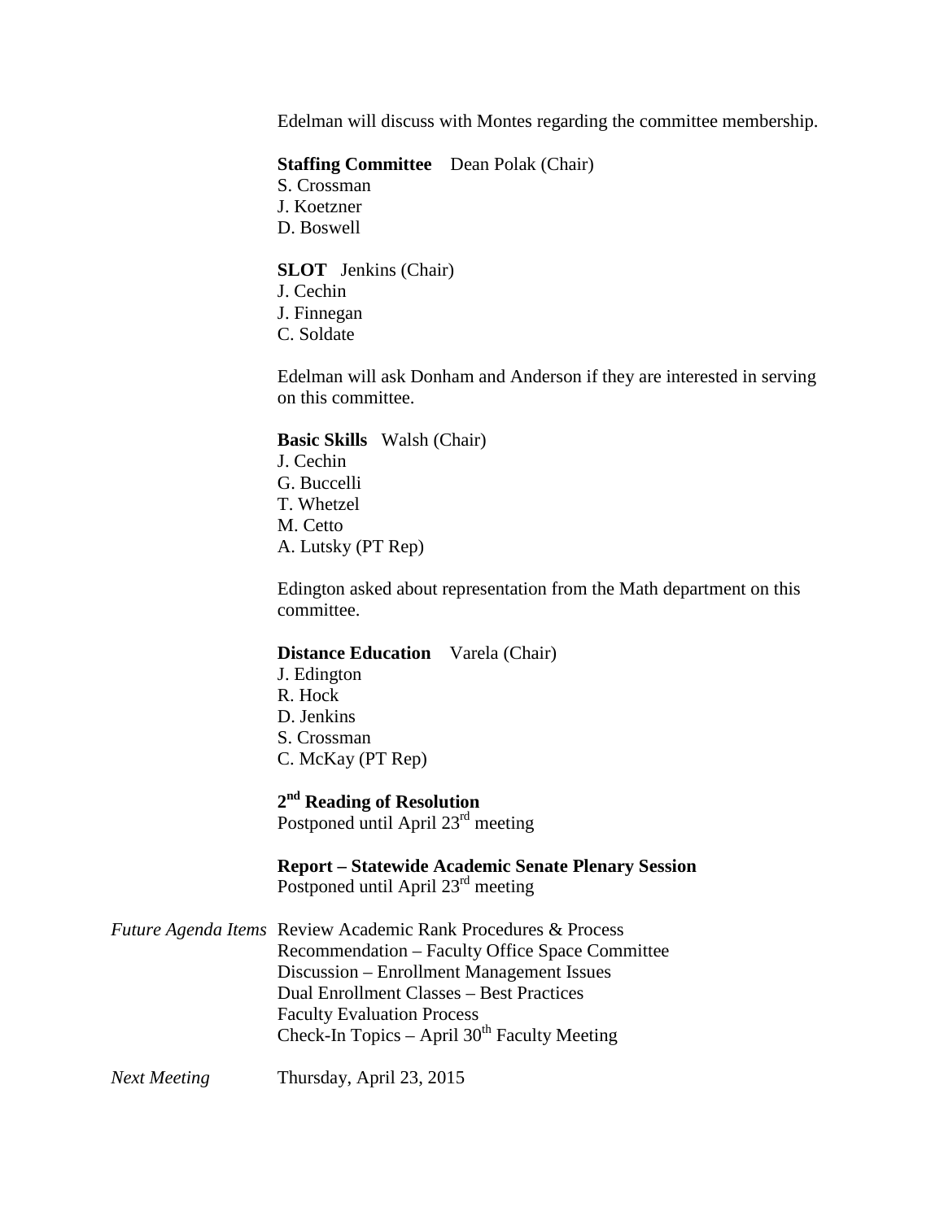Edelman will discuss with Montes regarding the committee membership.

**Staffing Committee** Dean Polak (Chair)
S. Crossman
J. Koetzner
D. Boswell

**SLOT** Jenkins (Chair)
J. Cechin
J. Finnegan
C. Soldate

Edelman will ask Donham and Anderson if they are interested in serving on this committee.

**Basic Skills** Walsh (Chair)
J. Cechin
G. Buccelli
T. Whetzel
M. Cetto
A. Lutsky (PT Rep)

Edington asked about representation from the Math department on this committee.

**Distance Education** Varela (Chair)
J. Edington
R. Hock
D. Jenkins
S. Crossman
C. McKay (PT Rep)

**2nd Reading of Resolution**
Postponed until April 23rd meeting

**Report – Statewide Academic Senate Plenary Session**
Postponed until April 23rd meeting

*Future Agenda Items* Review Academic Rank Procedures & Process
Recommendation – Faculty Office Space Committee
Discussion – Enrollment Management Issues
Dual Enrollment Classes – Best Practices
Faculty Evaluation Process
Check-In Topics – April 30th Faculty Meeting

*Next Meeting* Thursday, April 23, 2015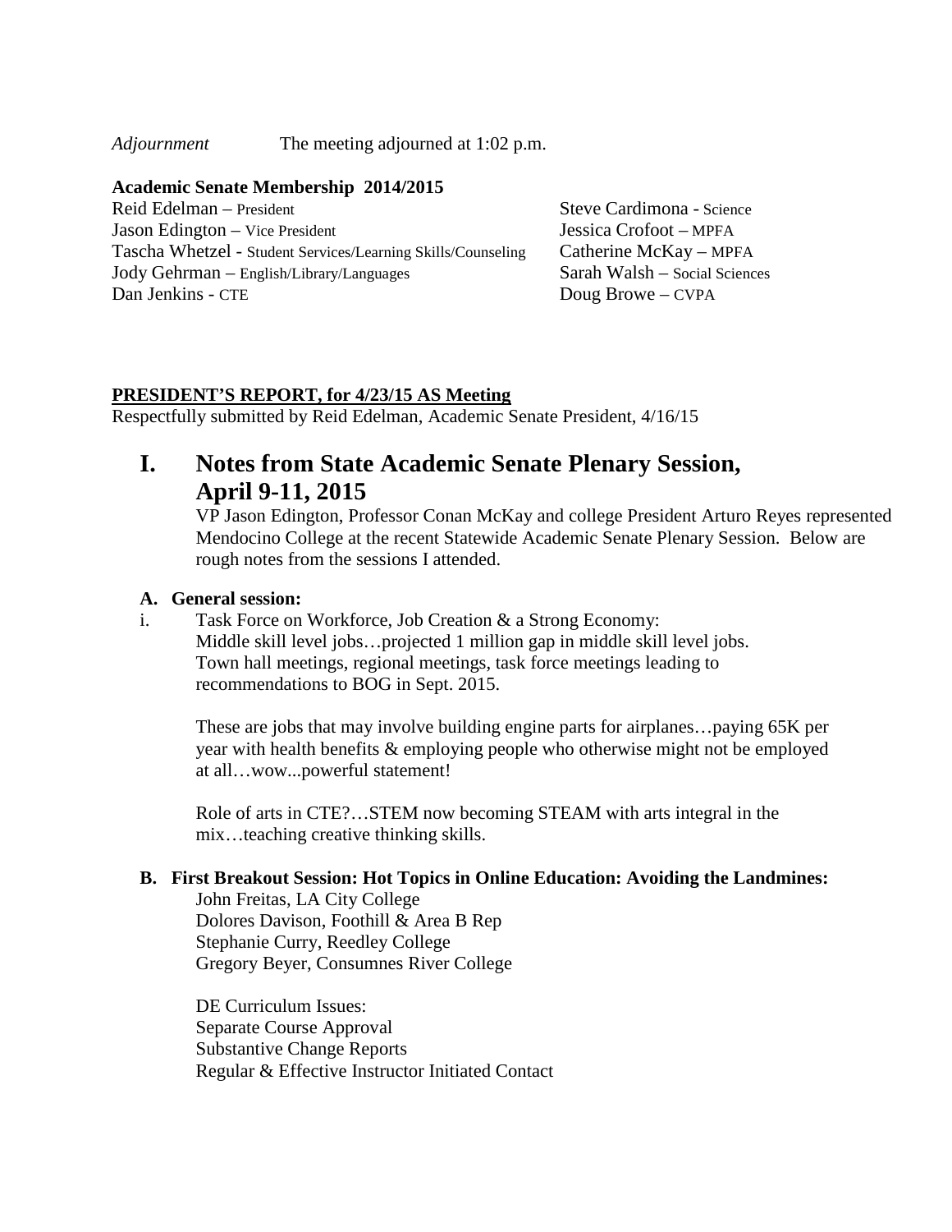*Adjournment* The meeting adjourned at 1:02 p.m.

**Academic Senate Membership 2014/2015**

Reid Edelman – President
Jason Edington – Vice President
Tascha Whetzel - Student Services/Learning Skills/Counseling
Jody Gehrman – English/Library/Languages
Dan Jenkins - CTE
Steve Cardimona - Science
Jessica Crofoot – MPFA
Catherine McKay – MPFA
Sarah Walsh – Social Sciences
Doug Browe – CVPA

**PRESIDENT'S REPORT, for 4/23/15 AS Meeting**

Respectfully submitted by Reid Edelman, Academic Senate President, 4/16/15

# I. Notes from State Academic Senate Plenary Session, April 9-11, 2015

VP Jason Edington, Professor Conan McKay and college President Arturo Reyes represented Mendocino College at the recent Statewide Academic Senate Plenary Session. Below are rough notes from the sessions I attended.

**A. General session:**

i. Task Force on Workforce, Job Creation & a Strong Economy:
Middle skill level jobs…projected 1 million gap in middle skill level jobs.
Town hall meetings, regional meetings, task force meetings leading to recommendations to BOG in Sept. 2015.

These are jobs that may involve building engine parts for airplanes…paying 65K per year with health benefits & employing people who otherwise might not be employed at all…wow...powerful statement!

Role of arts in CTE?…STEM now becoming STEAM with arts integral in the mix…teaching creative thinking skills.

**B. First Breakout Session: Hot Topics in Online Education: Avoiding the Landmines:**

John Freitas, LA City College
Dolores Davison, Foothill & Area B Rep
Stephanie Curry, Reedley College
Gregory Beyer, Consumnes River College

DE Curriculum Issues:
Separate Course Approval
Substantive Change Reports
Regular & Effective Instructor Initiated Contact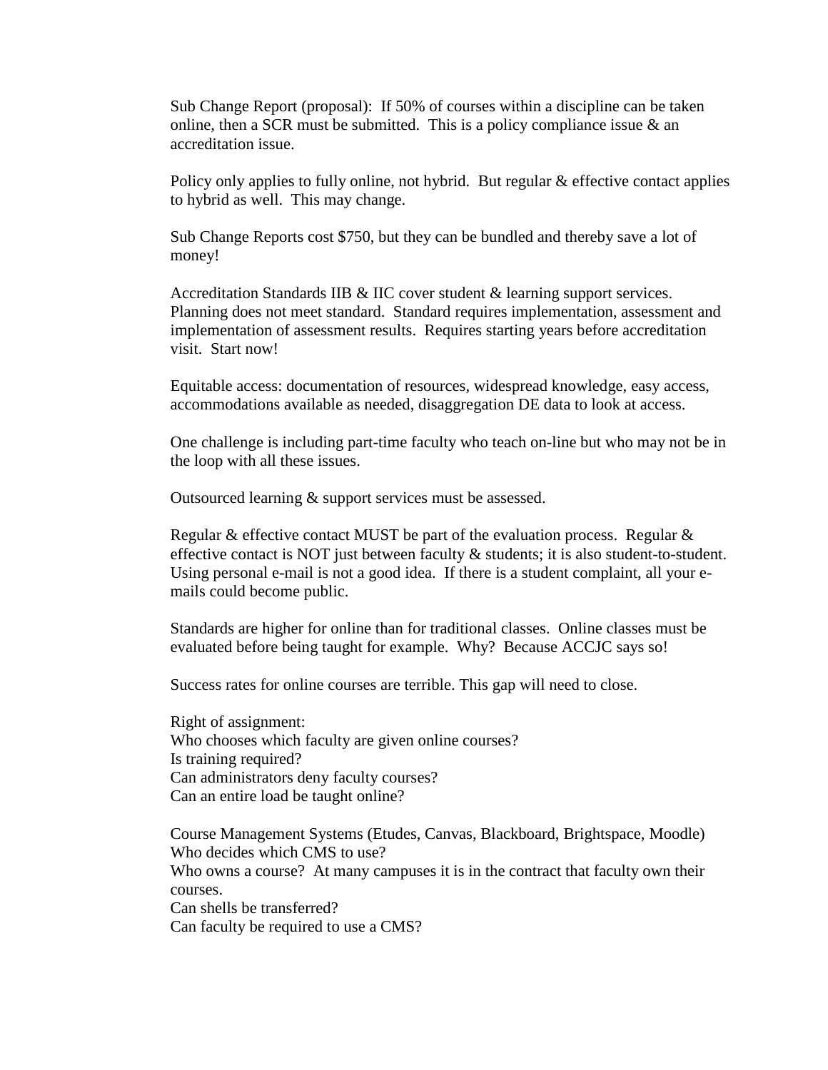Sub Change Report (proposal): If 50% of courses within a discipline can be taken online, then a SCR must be submitted. This is a policy compliance issue & an accreditation issue.

Policy only applies to fully online, not hybrid. But regular & effective contact applies to hybrid as well. This may change.

Sub Change Reports cost $750, but they can be bundled and thereby save a lot of money!

Accreditation Standards IIB & IIC cover student & learning support services. Planning does not meet standard. Standard requires implementation, assessment and implementation of assessment results. Requires starting years before accreditation visit. Start now!

Equitable access: documentation of resources, widespread knowledge, easy access, accommodations available as needed, disaggregation DE data to look at access.

One challenge is including part-time faculty who teach on-line but who may not be in the loop with all these issues.

Outsourced learning & support services must be assessed.

Regular & effective contact MUST be part of the evaluation process. Regular & effective contact is NOT just between faculty & students; it is also student-to-student. Using personal e-mail is not a good idea. If there is a student complaint, all your e-mails could become public.

Standards are higher for online than for traditional classes. Online classes must be evaluated before being taught for example. Why? Because ACCJC says so!

Success rates for online courses are terrible. This gap will need to close.

Right of assignment:
Who chooses which faculty are given online courses?
Is training required?
Can administrators deny faculty courses?
Can an entire load be taught online?

Course Management Systems (Etudes, Canvas, Blackboard, Brightspace, Moodle)
Who decides which CMS to use?
Who owns a course? At many campuses it is in the contract that faculty own their courses.
Can shells be transferred?
Can faculty be required to use a CMS?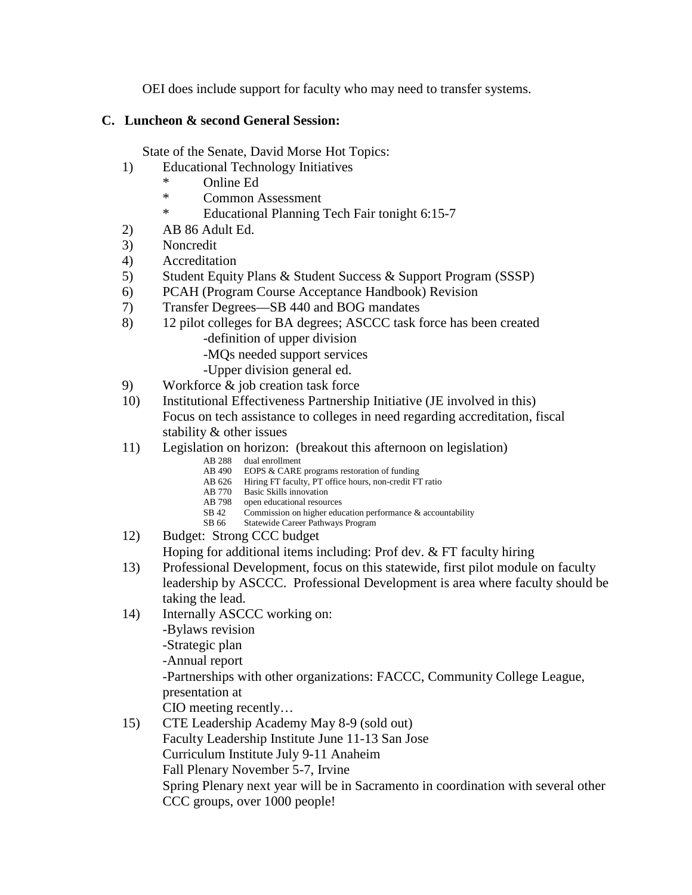OEI does include support for faculty who may need to transfer systems.

**C. Luncheon & second General Session:**

State of the Senate, David Morse Hot Topics:

1) Educational Technology Initiatives
   - Online Ed
   - Common Assessment
   - Educational Planning Tech Fair tonight 6:15-7
2) AB 86 Adult Ed.
3) Noncredit
4) Accreditation
5) Student Equity Plans & Student Success & Support Program (SSSP)
6) PCAH (Program Course Acceptance Handbook) Revision
7) Transfer Degrees—SB 440 and BOG mandates
8) 12 pilot colleges for BA degrees; ASCCC task force has been created
   -definition of upper division
   -MQs needed support services
   -Upper division general ed.
9) Workforce & job creation task force
10) Institutional Effectiveness Partnership Initiative (JE involved in this)
    Focus on tech assistance to colleges in need regarding accreditation, fiscal stability & other issues
11) Legislation on horizon: (breakout this afternoon on legislation)
    - AB 288 dual enrollment
    - AB 490 EOPS & CARE programs restoration of funding
    - AB 626 Hiring FT faculty, PT office hours, non-credit FT ratio
    - AB 770 Basic Skills innovation
    - AB 798 open educational resources
    - SB 42 Commission on higher education performance & accountability
    - SB 66 Statewide Career Pathways Program
12) Budget: Strong CCC budget
    Hoping for additional items including: Prof dev. & FT faculty hiring
13) Professional Development, focus on this statewide, first pilot module on faculty leadership by ASCCC. Professional Development is area where faculty should be taking the lead.
14) Internally ASCCC working on:
    -Bylaws revision
    -Strategic plan
    -Annual report
    -Partnerships with other organizations: FACCC, Community College League, presentation at
    CIO meeting recently…
15) CTE Leadership Academy May 8-9 (sold out)
    Faculty Leadership Institute June 11-13 San Jose
    Curriculum Institute July 9-11 Anaheim
    Fall Plenary November 5-7, Irvine
    Spring Plenary next year will be in Sacramento in coordination with several other CCC groups, over 1000 people!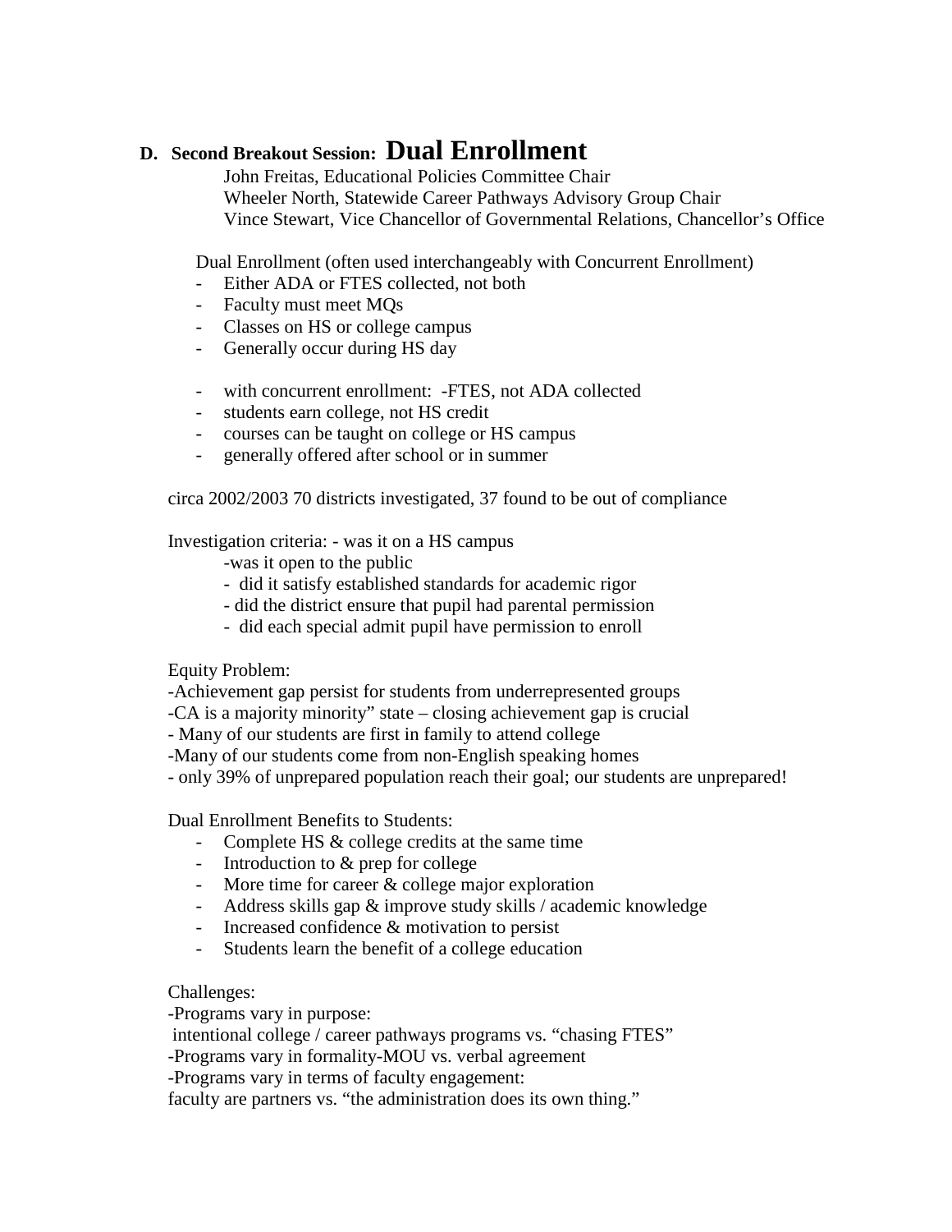## D. Second Breakout Session: **Dual Enrollment**

John Freitas, Educational Policies Committee Chair
Wheeler North, Statewide Career Pathways Advisory Group Chair
Vince Stewart, Vice Chancellor of Governmental Relations, Chancellor's Office

Dual Enrollment (often used interchangeably with Concurrent Enrollment)

- Either ADA or FTES collected, not both
- Faculty must meet MQs
- Classes on HS or college campus
- Generally occur during HS day

- with concurrent enrollment: -FTES, not ADA collected
- students earn college, not HS credit
- courses can be taught on college or HS campus
- generally offered after school or in summer

circa 2002/2003 70 districts investigated, 37 found to be out of compliance

Investigation criteria: - was it on a HS campus
-was it open to the public
- did it satisfy established standards for academic rigor
- did the district ensure that pupil had parental permission
- did each special admit pupil have permission to enroll

Equity Problem:
-Achievement gap persist for students from underrepresented groups
-CA is a majority minority" state – closing achievement gap is crucial
- Many of our students are first in family to attend college
-Many of our students come from non-English speaking homes
- only 39% of unprepared population reach their goal; our students are unprepared!

Dual Enrollment Benefits to Students:

- Complete HS & college credits at the same time
- Introduction to & prep for college
- More time for career & college major exploration
- Address skills gap & improve study skills / academic knowledge
- Increased confidence & motivation to persist
- Students learn the benefit of a college education

Challenges:
-Programs vary in purpose:
intentional college / career pathways programs vs. "chasing FTES"
-Programs vary in formality-MOU vs. verbal agreement
-Programs vary in terms of faculty engagement:
faculty are partners vs. "the administration does its own thing."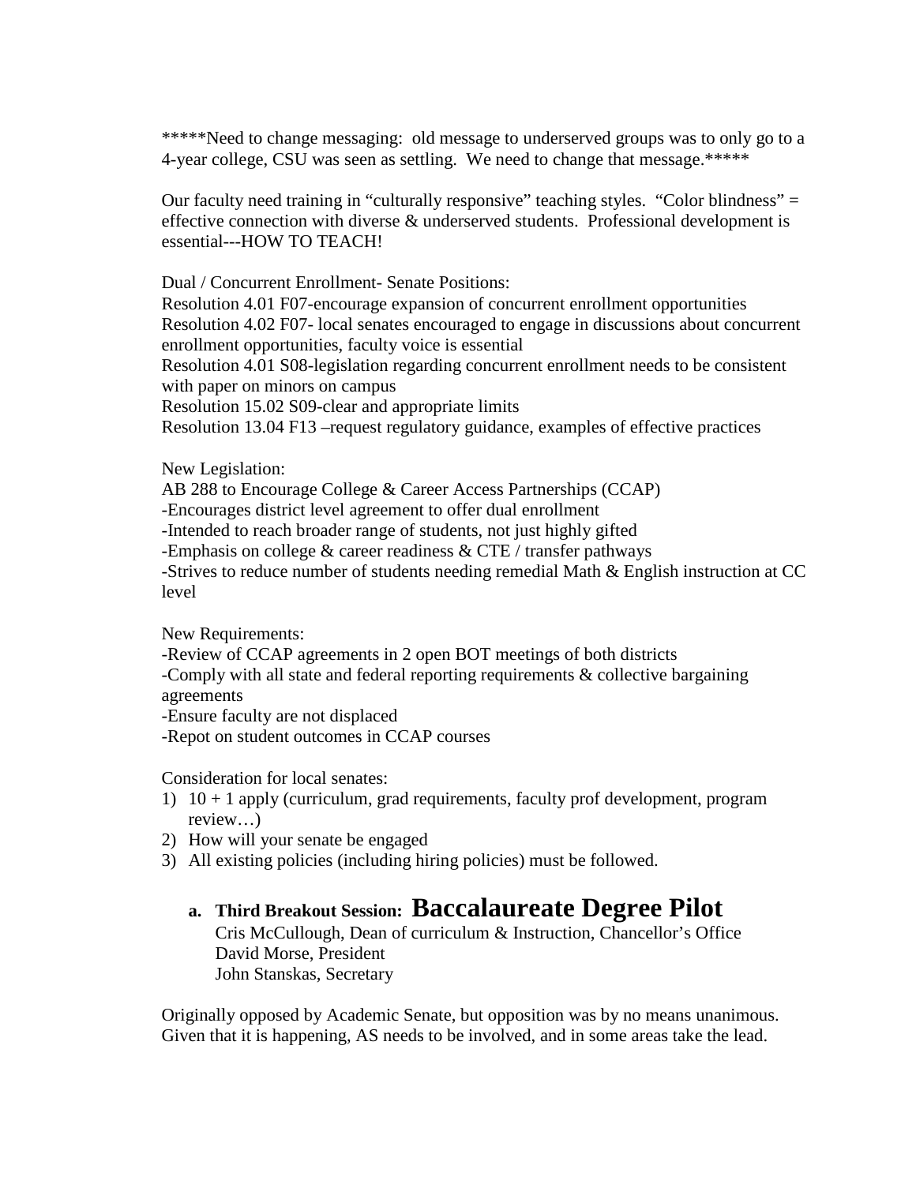*****Need to change messaging:  old message to underserved groups was to only go to a 4-year college, CSU was seen as settling.  We need to change that message.*****

Our faculty need training in "culturally responsive" teaching styles.  "Color blindness" = effective connection with diverse & underserved students.  Professional development is essential---HOW TO TEACH!

Dual / Concurrent Enrollment- Senate Positions:
Resolution 4.01 F07-encourage expansion of concurrent enrollment opportunities
Resolution 4.02 F07- local senates encouraged to engage in discussions about concurrent enrollment opportunities, faculty voice is essential
Resolution 4.01 S08-legislation regarding concurrent enrollment needs to be consistent with paper on minors on campus
Resolution 15.02 S09-clear and appropriate limits
Resolution 13.04 F13 –request regulatory guidance, examples of effective practices

New Legislation:
AB 288 to Encourage College & Career Access Partnerships (CCAP)
-Encourages district level agreement to offer dual enrollment
-Intended to reach broader range of students, not just highly gifted
-Emphasis on college & career readiness & CTE / transfer pathways
-Strives to reduce number of students needing remedial Math & English instruction at CC level

New Requirements:
-Review of CCAP agreements in 2 open BOT meetings of both districts
-Comply with all state and federal reporting requirements & collective bargaining agreements
-Ensure faculty are not displaced
-Repot on student outcomes in CCAP courses

Consideration for local senates:
1) 10 + 1 apply (curriculum, grad requirements, faculty prof development, program review…)
2) How will your senate be engaged
3) All existing policies (including hiring policies) must be followed.

a. **Third Breakout Session: Baccalaureate Degree Pilot**
   Cris McCullough, Dean of curriculum & Instruction, Chancellor's Office
   David Morse, President
   John Stanskas, Secretary

Originally opposed by Academic Senate, but opposition was by no means unanimous. Given that it is happening, AS needs to be involved, and in some areas take the lead.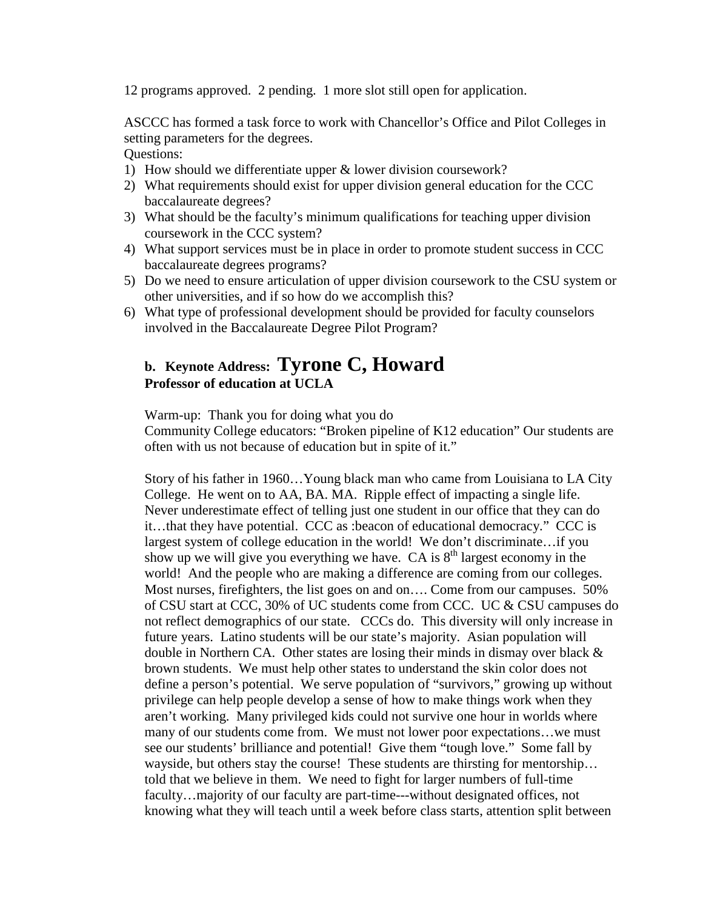12 programs approved. 2 pending. 1 more slot still open for application.

ASCCC has formed a task force to work with Chancellor's Office and Pilot Colleges in setting parameters for the degrees.

Questions:

1) How should we differentiate upper & lower division coursework?
2) What requirements should exist for upper division general education for the CCC baccalaureate degrees?
3) What should be the faculty's minimum qualifications for teaching upper division coursework in the CCC system?
4) What support services must be in place in order to promote student success in CCC baccalaureate degrees programs?
5) Do we need to ensure articulation of upper division coursework to the CSU system or other universities, and if so how do we accomplish this?
6) What type of professional development should be provided for faculty counselors involved in the Baccalaureate Degree Pilot Program?

**b. Keynote Address: Tyrone C, Howard**
**Professor of education at UCLA**

Warm-up: Thank you for doing what you do
Community College educators: "Broken pipeline of K12 education" Our students are often with us not because of education but in spite of it."

Story of his father in 1960…Young black man who came from Louisiana to LA City College. He went on to AA, BA. MA. Ripple effect of impacting a single life. Never underestimate effect of telling just one student in our office that they can do it…that they have potential. CCC as :beacon of educational democracy." CCC is largest system of college education in the world! We don't discriminate…if you show up we will give you everything we have. CA is 8th largest economy in the world! And the people who are making a difference are coming from our colleges. Most nurses, firefighters, the list goes on and on…. Come from our campuses. 50% of CSU start at CCC, 30% of UC students come from CCC. UC & CSU campuses do not reflect demographics of our state. CCCs do. This diversity will only increase in future years. Latino students will be our state's majority. Asian population will double in Northern CA. Other states are losing their minds in dismay over black & brown students. We must help other states to understand the skin color does not define a person's potential. We serve population of "survivors," growing up without privilege can help people develop a sense of how to make things work when they aren't working. Many privileged kids could not survive one hour in worlds where many of our students come from. We must not lower poor expectations…we must see our students' brilliance and potential! Give them "tough love." Some fall by wayside, but others stay the course! These students are thirsting for mentorship… told that we believe in them. We need to fight for larger numbers of full-time faculty…majority of our faculty are part-time---without designated offices, not knowing what they will teach until a week before class starts, attention split between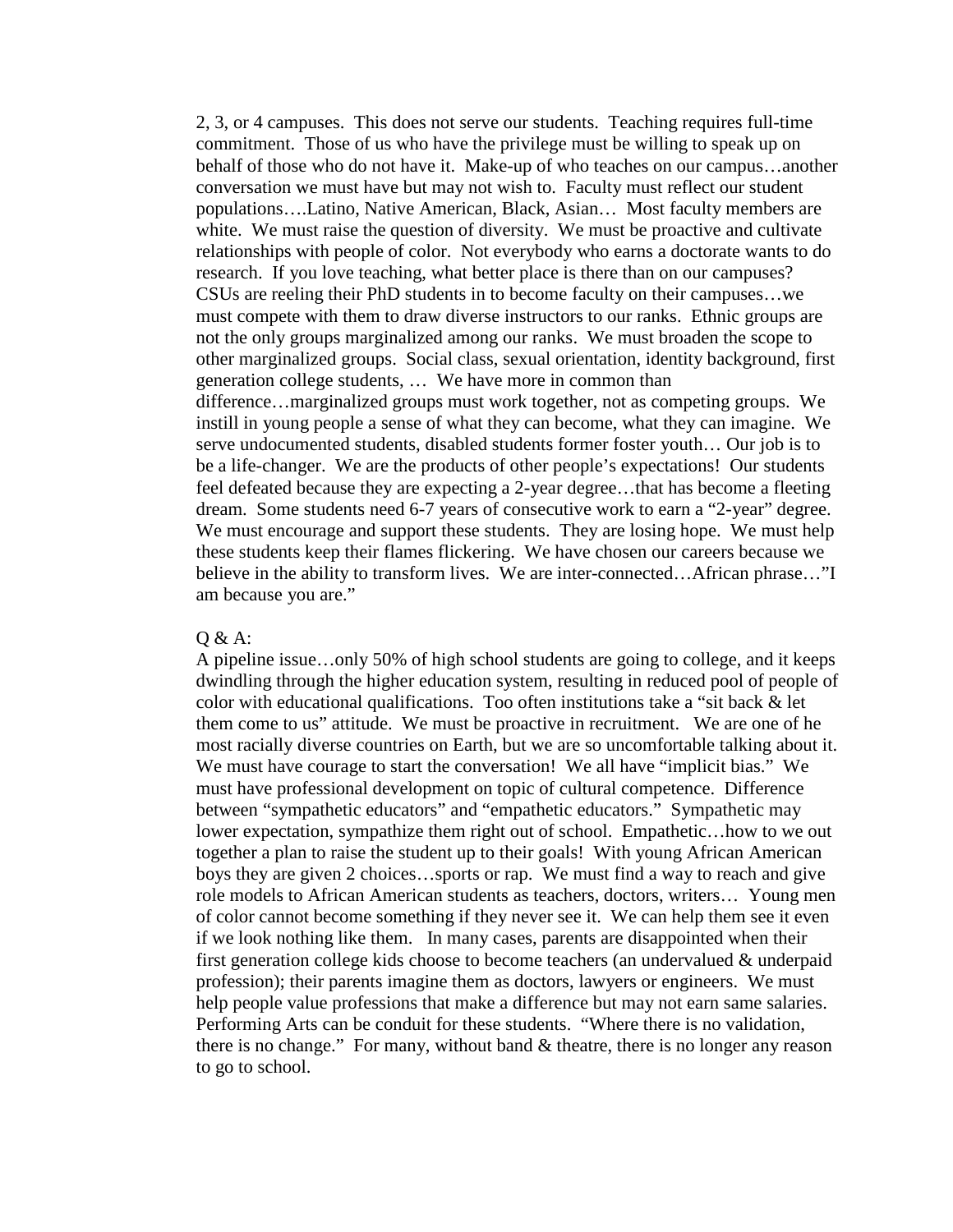2, 3, or 4 campuses. This does not serve our students. Teaching requires full-time commitment. Those of us who have the privilege must be willing to speak up on behalf of those who do not have it. Make-up of who teaches on our campus…another conversation we must have but may not wish to. Faculty must reflect our student populations….Latino, Native American, Black, Asian… Most faculty members are white. We must raise the question of diversity. We must be proactive and cultivate relationships with people of color. Not everybody who earns a doctorate wants to do research. If you love teaching, what better place is there than on our campuses? CSUs are reeling their PhD students in to become faculty on their campuses…we must compete with them to draw diverse instructors to our ranks. Ethnic groups are not the only groups marginalized among our ranks. We must broaden the scope to other marginalized groups. Social class, sexual orientation, identity background, first generation college students, … We have more in common than difference…marginalized groups must work together, not as competing groups. We instill in young people a sense of what they can become, what they can imagine. We serve undocumented students, disabled students former foster youth… Our job is to be a life-changer. We are the products of other people's expectations! Our students feel defeated because they are expecting a 2-year degree…that has become a fleeting dream. Some students need 6-7 years of consecutive work to earn a "2-year" degree. We must encourage and support these students. They are losing hope. We must help these students keep their flames flickering. We have chosen our careers because we believe in the ability to transform lives. We are inter-connected…African phrase…"I am because you are."

Q & A:
A pipeline issue…only 50% of high school students are going to college, and it keeps dwindling through the higher education system, resulting in reduced pool of people of color with educational qualifications. Too often institutions take a "sit back & let them come to us" attitude. We must be proactive in recruitment. We are one of he most racially diverse countries on Earth, but we are so uncomfortable talking about it. We must have courage to start the conversation! We all have "implicit bias." We must have professional development on topic of cultural competence. Difference between "sympathetic educators" and "empathetic educators." Sympathetic may lower expectation, sympathize them right out of school. Empathetic…how to we out together a plan to raise the student up to their goals! With young African American boys they are given 2 choices…sports or rap. We must find a way to reach and give role models to African American students as teachers, doctors, writers… Young men of color cannot become something if they never see it. We can help them see it even if we look nothing like them. In many cases, parents are disappointed when their first generation college kids choose to become teachers (an undervalued & underpaid profession); their parents imagine them as doctors, lawyers or engineers. We must help people value professions that make a difference but may not earn same salaries. Performing Arts can be conduit for these students. "Where there is no validation, there is no change." For many, without band & theatre, there is no longer any reason to go to school.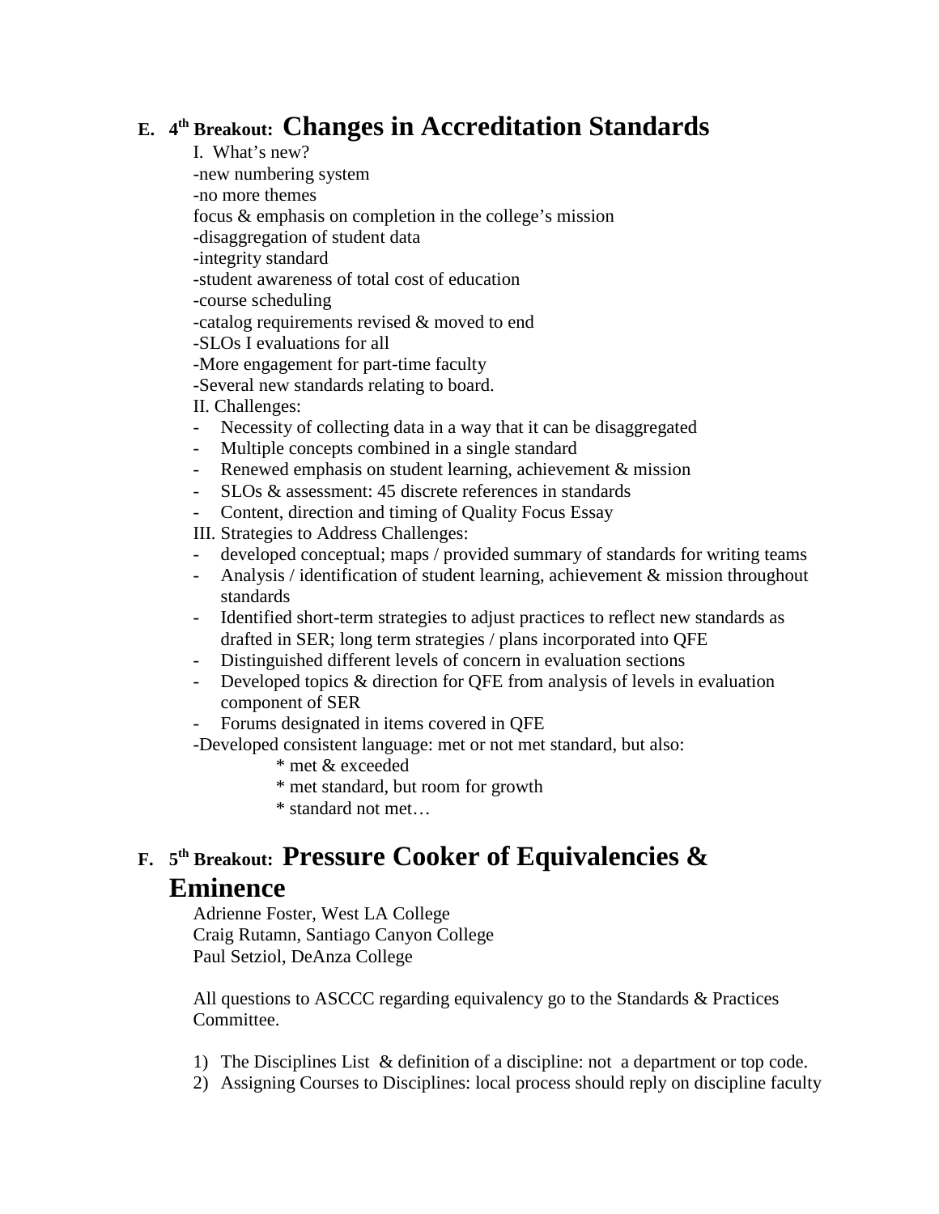## E. 4th Breakout: Changes in Accreditation Standards

I. What's new?

-new numbering system

-no more themes

focus & emphasis on completion in the college's mission

-disaggregation of student data

-integrity standard

-student awareness of total cost of education

-course scheduling

-catalog requirements revised & moved to end

-SLOs I evaluations for all

-More engagement for part-time faculty

-Several new standards relating to board.

II. Challenges:

- Necessity of collecting data in a way that it can be disaggregated
- Multiple concepts combined in a single standard
- Renewed emphasis on student learning, achievement & mission
- SLOs & assessment: 45 discrete references in standards
- Content, direction and timing of Quality Focus Essay

III. Strategies to Address Challenges:

- developed conceptual; maps / provided summary of standards for writing teams
- Analysis / identification of student learning, achievement & mission throughout standards
- Identified short-term strategies to adjust practices to reflect new standards as drafted in SER; long term strategies / plans incorporated into QFE
- Distinguished different levels of concern in evaluation sections
- Developed topics & direction for QFE from analysis of levels in evaluation component of SER
- Forums designated in items covered in QFE

-Developed consistent language: met or not met standard, but also:

  * met & exceeded
  * met standard, but room for growth
  * standard not met…

## F. 5th Breakout: Pressure Cooker of Equivalencies & Eminence

Adrienne Foster, West LA College

Craig Rutamn, Santiago Canyon College

Paul Setziol, DeAnza College

All questions to ASCCC regarding equivalency go to the Standards & Practices Committee.

1) The Disciplines List & definition of a discipline: not a department or top code.
2) Assigning Courses to Disciplines: local process should reply on discipline faculty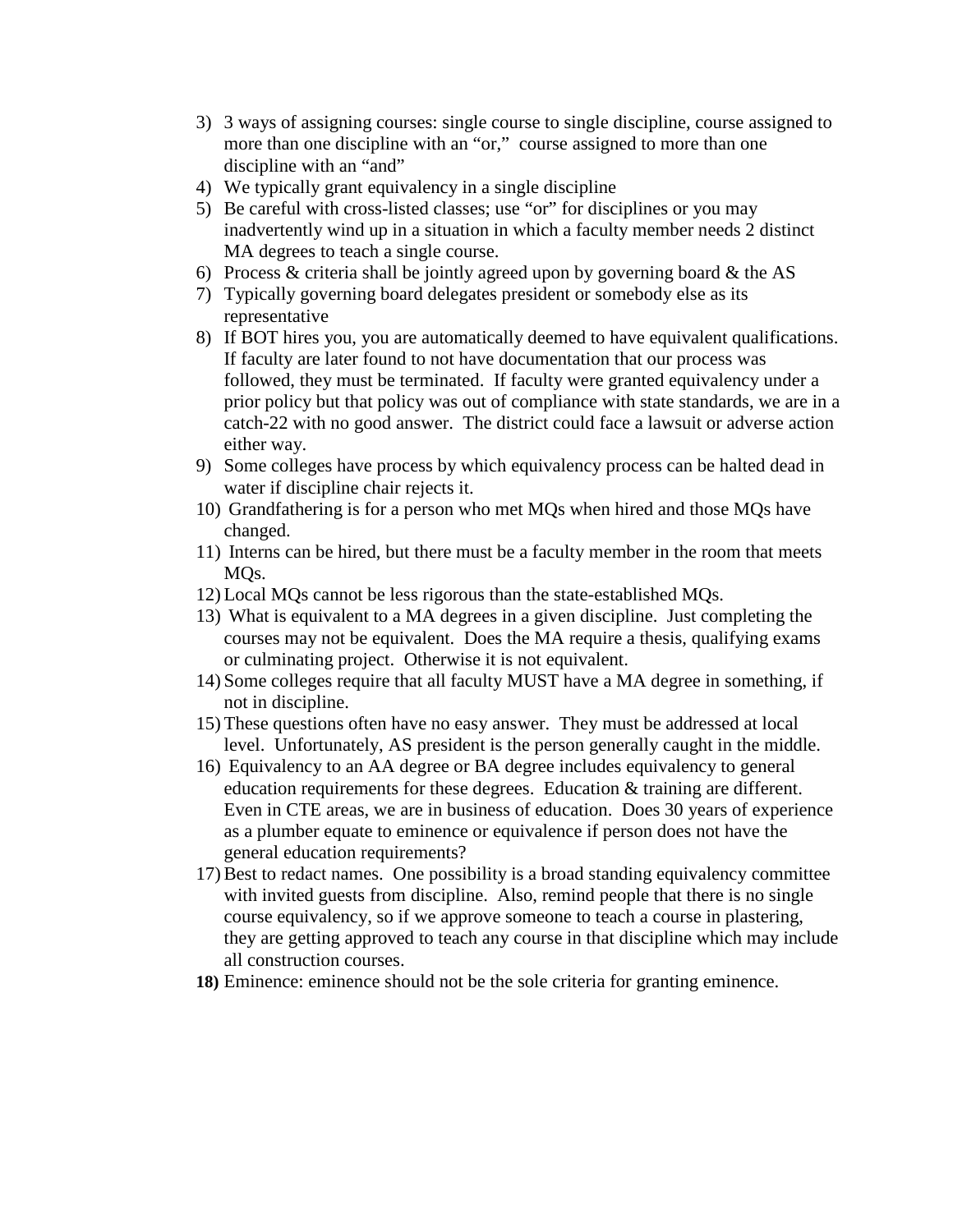3) 3 ways of assigning courses: single course to single discipline, course assigned to more than one discipline with an "or," course assigned to more than one discipline with an "and"
4) We typically grant equivalency in a single discipline
5) Be careful with cross-listed classes; use "or" for disciplines or you may inadvertently wind up in a situation in which a faculty member needs 2 distinct MA degrees to teach a single course.
6) Process & criteria shall be jointly agreed upon by governing board & the AS
7) Typically governing board delegates president or somebody else as its representative
8) If BOT hires you, you are automatically deemed to have equivalent qualifications. If faculty are later found to not have documentation that our process was followed, they must be terminated. If faculty were granted equivalency under a prior policy but that policy was out of compliance with state standards, we are in a catch-22 with no good answer. The district could face a lawsuit or adverse action either way.
9) Some colleges have process by which equivalency process can be halted dead in water if discipline chair rejects it.
10) Grandfathering is for a person who met MQs when hired and those MQs have changed.
11) Interns can be hired, but there must be a faculty member in the room that meets MQs.
12) Local MQs cannot be less rigorous than the state-established MQs.
13) What is equivalent to a MA degrees in a given discipline. Just completing the courses may not be equivalent. Does the MA require a thesis, qualifying exams or culminating project. Otherwise it is not equivalent.
14) Some colleges require that all faculty MUST have a MA degree in something, if not in discipline.
15) These questions often have no easy answer. They must be addressed at local level. Unfortunately, AS president is the person generally caught in the middle.
16) Equivalency to an AA degree or BA degree includes equivalency to general education requirements for these degrees. Education & training are different. Even in CTE areas, we are in business of education. Does 30 years of experience as a plumber equate to eminence or equivalence if person does not have the general education requirements?
17) Best to redact names. One possibility is a broad standing equivalency committee with invited guests from discipline. Also, remind people that there is no single course equivalency, so if we approve someone to teach a course in plastering, they are getting approved to teach any course in that discipline which may include all construction courses.
18) Eminence: eminence should not be the sole criteria for granting eminence.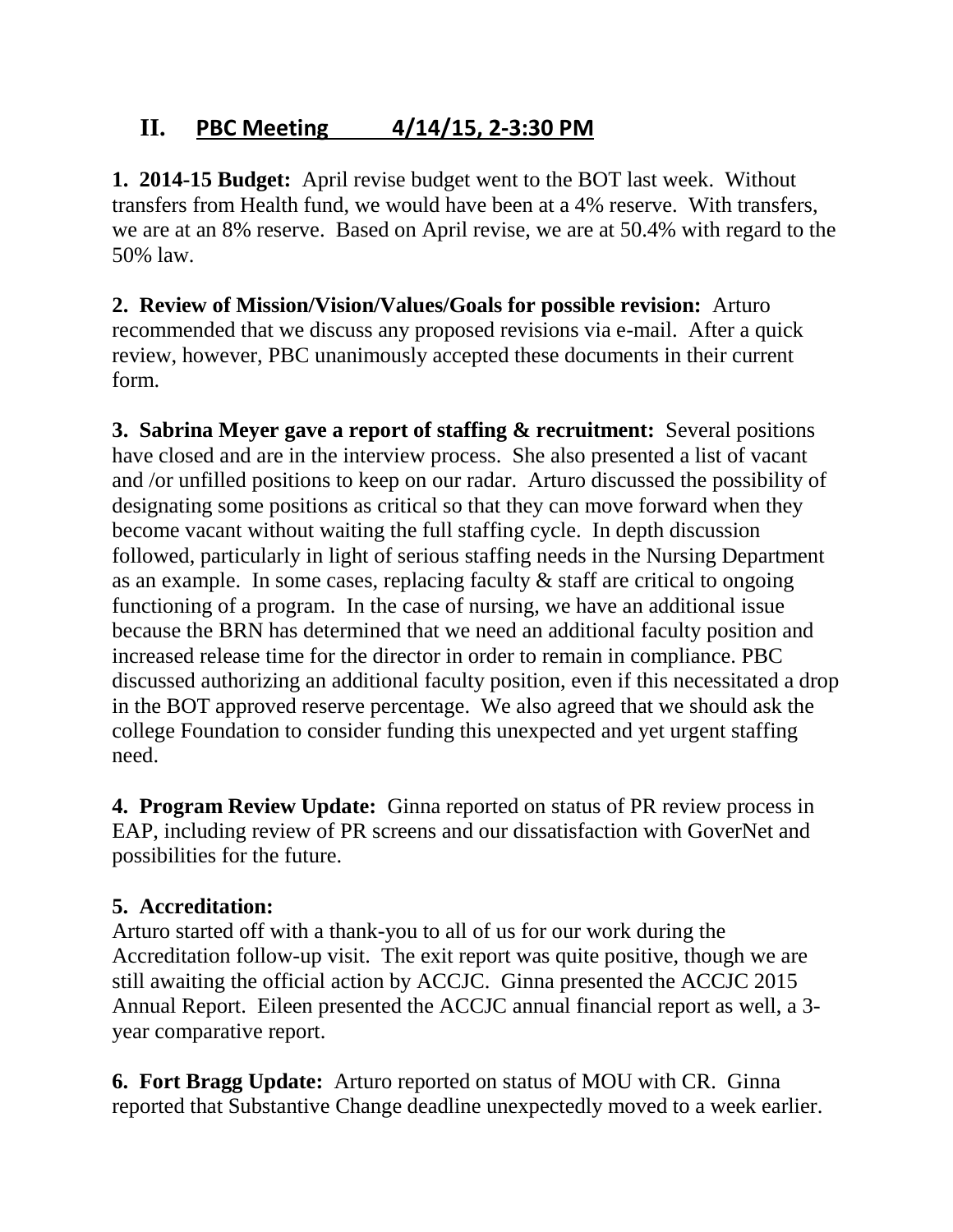## II. PBC Meeting 4/14/15, 2-3:30 PM

**1. 2014-15 Budget:** April revise budget went to the BOT last week. Without transfers from Health fund, we would have been at a 4% reserve. With transfers, we are at an 8% reserve. Based on April revise, we are at 50.4% with regard to the 50% law.

**2. Review of Mission/Vision/Values/Goals for possible revision:** Arturo recommended that we discuss any proposed revisions via e-mail. After a quick review, however, PBC unanimously accepted these documents in their current form.

**3. Sabrina Meyer gave a report of staffing & recruitment:** Several positions have closed and are in the interview process. She also presented a list of vacant and /or unfilled positions to keep on our radar. Arturo discussed the possibility of designating some positions as critical so that they can move forward when they become vacant without waiting the full staffing cycle. In depth discussion followed, particularly in light of serious staffing needs in the Nursing Department as an example. In some cases, replacing faculty & staff are critical to ongoing functioning of a program. In the case of nursing, we have an additional issue because the BRN has determined that we need an additional faculty position and increased release time for the director in order to remain in compliance. PBC discussed authorizing an additional faculty position, even if this necessitated a drop in the BOT approved reserve percentage. We also agreed that we should ask the college Foundation to consider funding this unexpected and yet urgent staffing need.

**4. Program Review Update:** Ginna reported on status of PR review process in EAP, including review of PR screens and our dissatisfaction with GoverNet and possibilities for the future.

**5. Accreditation:**
Arturo started off with a thank-you to all of us for our work during the Accreditation follow-up visit. The exit report was quite positive, though we are still awaiting the official action by ACCJC. Ginna presented the ACCJC 2015 Annual Report. Eileen presented the ACCJC annual financial report as well, a 3-year comparative report.

**6. Fort Bragg Update:** Arturo reported on status of MOU with CR. Ginna reported that Substantive Change deadline unexpectedly moved to a week earlier.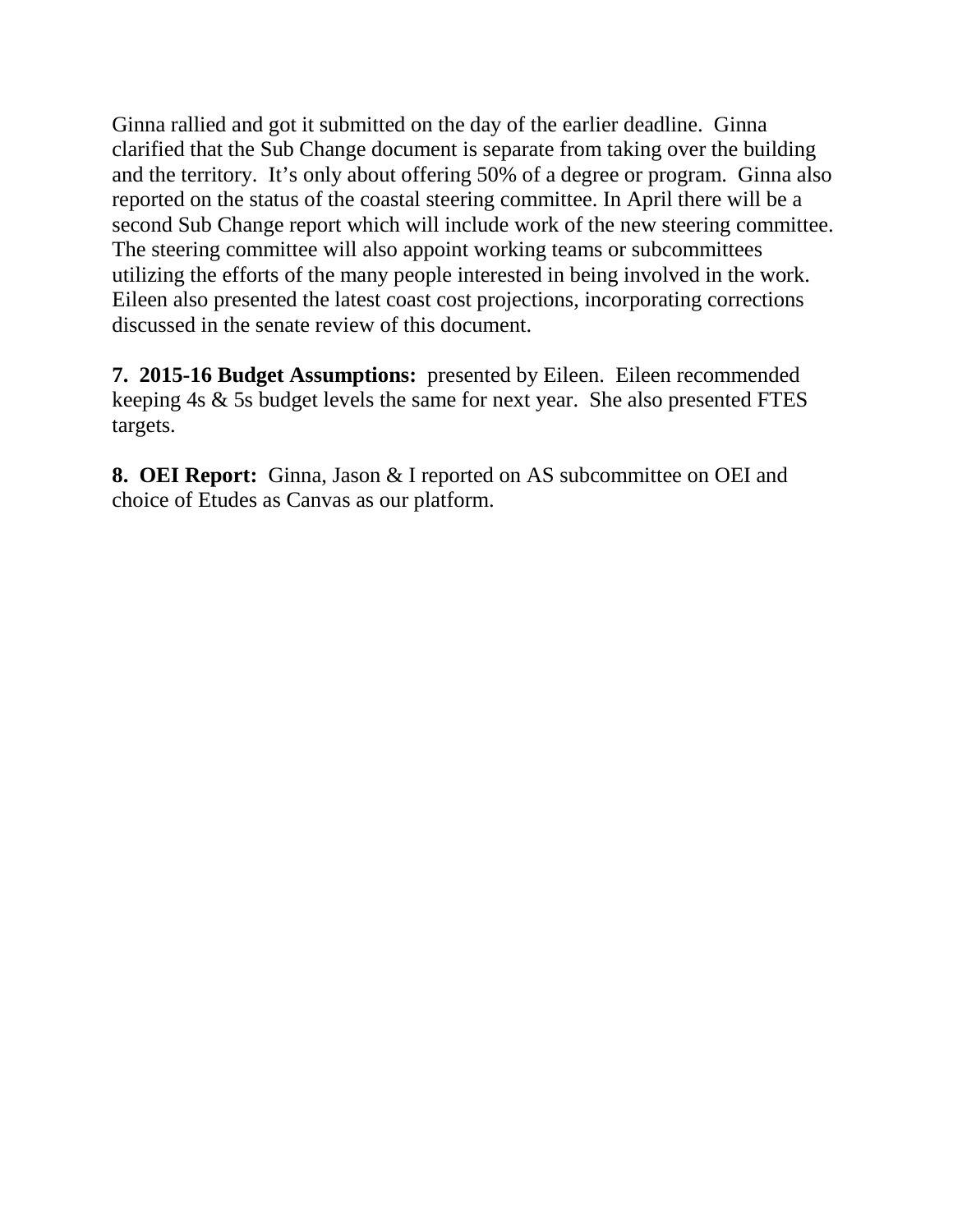Ginna rallied and got it submitted on the day of the earlier deadline.  Ginna clarified that the Sub Change document is separate from taking over the building and the territory.  It's only about offering 50% of a degree or program.  Ginna also reported on the status of the coastal steering committee. In April there will be a second Sub Change report which will include work of the new steering committee. The steering committee will also appoint working teams or subcommittees utilizing the efforts of the many people interested in being involved in the work. Eileen also presented the latest coast cost projections, incorporating corrections discussed in the senate review of this document.

**7.  2015-16 Budget Assumptions:**  presented by Eileen.  Eileen recommended keeping 4s & 5s budget levels the same for next year.  She also presented FTES targets.

**8.  OEI Report:**  Ginna, Jason & I reported on AS subcommittee on OEI and choice of Etudes as Canvas as our platform.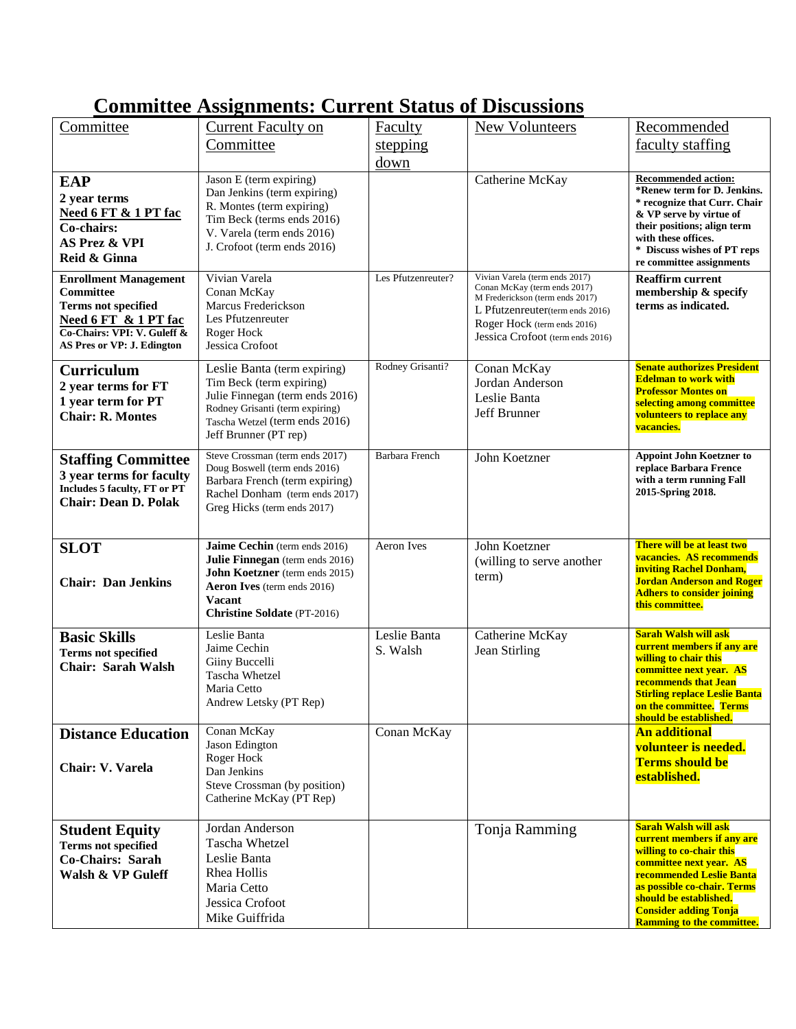# Committee Assignments: Current Status of Discussions

| Committee | Current Faculty on Committee | Faculty stepping down | New Volunteers | Recommended faculty staffing |
|---|---|---|---|---|
| **EAP**<br>**2 year terms**<br>**Need 6 FT & 1 PT fac**<br>**Co-chairs:**<br>**AS Prez & VPI**<br>**Reid & Ginna** | Jason E (term expiring)<br>Dan Jenkins (term expiring)<br>R. Montes (term expiring)<br>Tim Beck (terms ends 2016)<br>V. Varela (term ends 2016)<br>J. Crofoot (term ends 2016) | | Catherine McKay | **Recommended action:**<br>**\*Renew term for D. Jenkins.**<br>**\* recognize that Curr. Chair & VP serve by virtue of their positions; align term with these offices.**<br>**\* Discuss wishes of PT reps re committee assignments** |
| **Enrollment Management Committee**<br>**Terms not specified**<br>**Need 6 FT & 1 PT fac**<br>**Co-Chairs: VPI: V. Guleff & AS Pres or VP: J. Edington** | Vivian Varela<br>Conan McKay<br>Marcus Frederickson<br>Les Pfutzenreuter<br>Roger Hock<br>Jessica Crofoot | Les Pfutzenreuter? | Vivian Varela (term ends 2017)<br>Conan McKay (term ends 2017)<br>M Frederickson (term ends 2017)<br>L Pfutzenreuter(term ends 2016)<br>Roger Hock (term ends 2016)<br>Jessica Crofoot (term ends 2016) | **Reaffirm current membership & specify terms as indicated.** |
| **Curriculum**<br>**2 year terms for FT**<br>**1 year term for PT**<br>**Chair: R. Montes** | Leslie Banta (term expiring)<br>Tim Beck (term expiring)<br>Julie Finnegan (term ends 2016)<br>Rodney Grisanti (term expiring)<br>Tascha Wetzel (term ends 2016)<br>Jeff Brunner (PT rep) | Rodney Grisanti? | Conan McKay<br>Jordan Anderson<br>Leslie Banta<br>Jeff Brunner | **Senate authorizes President Edelman to work with Professor Montes on selecting among committee volunteers to replace any vacancies.** |
| **Staffing Committee**<br>**3 year terms for faculty**<br>**Includes 5 faculty, FT or PT**<br>**Chair: Dean D. Polak** | Steve Crossman (term ends 2017)<br>Doug Boswell (term ends 2016)<br>Barbara French (term expiring)<br>Rachel Donham (term ends 2017)<br>Greg Hicks (term ends 2017) | Barbara French | John Koetzner | **Appoint John Koetzner to replace Barbara Frence with a term running Fall 2015-Spring 2018.** |
| **SLOT**<br><br>**Chair: Dan Jenkins** | **Jaime Cechin** (term ends 2016)<br>**Julie Finnegan** (term ends 2016)<br>**John Koetzner** (term ends 2015)<br>**Aeron Ives** (term ends 2016)<br>**Vacant**<br>**Christine Soldate** (PT-2016) | Aeron Ives | John Koetzner<br>(willing to serve another term) | **There will be at least two vacancies. AS recommends inviting Rachel Donham, Jordan Anderson and Roger Adhers to consider joining this committee.** |
| **Basic Skills**<br>**Terms not specified**<br>**Chair: Sarah Walsh** | Leslie Banta<br>Jaime Cechin<br>Giiny Buccelli<br>Tascha Whetzel<br>Maria Cetto<br>Andrew Letsky (PT Rep) | Leslie Banta<br>S. Walsh | Catherine McKay<br>Jean Stirling | **Sarah Walsh will ask current members if any are willing to chair this committee next year. AS recommends that Jean Stirling replace Leslie Banta on the committee. Terms should be established.** |
| **Distance Education**<br><br>**Chair: V. Varela** | Conan McKay<br>Jason Edington<br>Roger Hock<br>Dan Jenkins<br>Steve Crossman (by position)<br>Catherine McKay (PT Rep) | Conan McKay | | **An additional volunteer is needed. Terms should be established.** |
| **Student Equity**<br>**Terms not specified**<br>**Co-Chairs: Sarah Walsh & VP Guleff** | Jordan Anderson<br>Tascha Whetzel<br>Leslie Banta<br>Rhea Hollis<br>Maria Cetto<br>Jessica Crofoot<br>Mike Guiffrida | | Tonja Ramming | **Sarah Walsh will ask current members if any are willing to co-chair this committee next year. AS recommended Leslie Banta as possible co-chair. Terms should be established. Consider adding Tonja Ramming to the committee.** |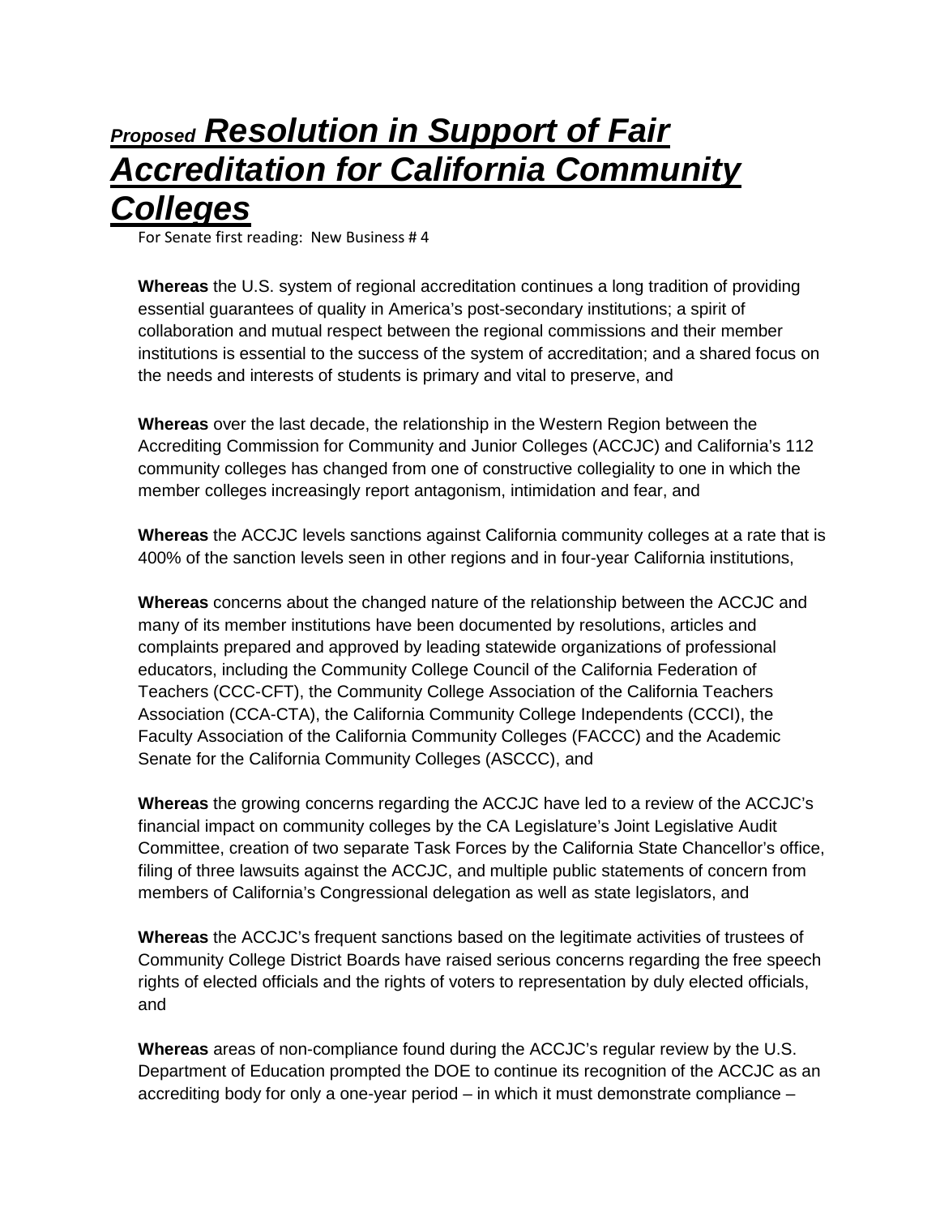# *Proposed* *Resolution in Support of Fair Accreditation for California Community Colleges*

For Senate first reading: New Business # 4

**Whereas** the U.S. system of regional accreditation continues a long tradition of providing essential guarantees of quality in America's post-secondary institutions; a spirit of collaboration and mutual respect between the regional commissions and their member institutions is essential to the success of the system of accreditation; and a shared focus on the needs and interests of students is primary and vital to preserve, and

**Whereas** over the last decade, the relationship in the Western Region between the Accrediting Commission for Community and Junior Colleges (ACCJC) and California's 112 community colleges has changed from one of constructive collegiality to one in which the member colleges increasingly report antagonism, intimidation and fear, and

**Whereas** the ACCJC levels sanctions against California community colleges at a rate that is 400% of the sanction levels seen in other regions and in four-year California institutions,

**Whereas** concerns about the changed nature of the relationship between the ACCJC and many of its member institutions have been documented by resolutions, articles and complaints prepared and approved by leading statewide organizations of professional educators, including the Community College Council of the California Federation of Teachers (CCC-CFT), the Community College Association of the California Teachers Association (CCA-CTA), the California Community College Independents (CCCI), the Faculty Association of the California Community Colleges (FACCC) and the Academic Senate for the California Community Colleges (ASCCC), and

**Whereas** the growing concerns regarding the ACCJC have led to a review of the ACCJC's financial impact on community colleges by the CA Legislature's Joint Legislative Audit Committee, creation of two separate Task Forces by the California State Chancellor's office, filing of three lawsuits against the ACCJC, and multiple public statements of concern from members of California's Congressional delegation as well as state legislators, and

**Whereas** the ACCJC's frequent sanctions based on the legitimate activities of trustees of Community College District Boards have raised serious concerns regarding the free speech rights of elected officials and the rights of voters to representation by duly elected officials, and

**Whereas** areas of non-compliance found during the ACCJC's regular review by the U.S. Department of Education prompted the DOE to continue its recognition of the ACCJC as an accrediting body for only a one-year period – in which it must demonstrate compliance –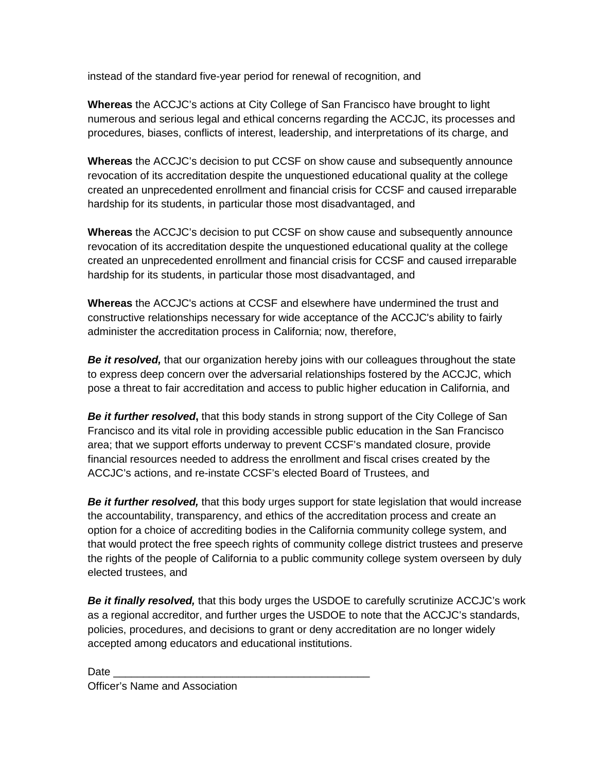instead of the standard five-year period for renewal of recognition, and

**Whereas** the ACCJC's actions at City College of San Francisco have brought to light numerous and serious legal and ethical concerns regarding the ACCJC, its processes and procedures, biases, conflicts of interest, leadership, and interpretations of its charge, and

**Whereas** the ACCJC's decision to put CCSF on show cause and subsequently announce revocation of its accreditation despite the unquestioned educational quality at the college created an unprecedented enrollment and financial crisis for CCSF and caused irreparable hardship for its students, in particular those most disadvantaged, and

**Whereas** the ACCJC's decision to put CCSF on show cause and subsequently announce revocation of its accreditation despite the unquestioned educational quality at the college created an unprecedented enrollment and financial crisis for CCSF and caused irreparable hardship for its students, in particular those most disadvantaged, and

**Whereas** the ACCJC's actions at CCSF and elsewhere have undermined the trust and constructive relationships necessary for wide acceptance of the ACCJC's ability to fairly administer the accreditation process in California; now, therefore,

***Be it resolved,*** that our organization hereby joins with our colleagues throughout the state to express deep concern over the adversarial relationships fostered by the ACCJC, which pose a threat to fair accreditation and access to public higher education in California, and

***Be it further resolved*****,** that this body stands in strong support of the City College of San Francisco and its vital role in providing accessible public education in the San Francisco area; that we support efforts underway to prevent CCSF's mandated closure, provide financial resources needed to address the enrollment and fiscal crises created by the ACCJC's actions, and re-instate CCSF's elected Board of Trustees, and

***Be it further resolved,*** that this body urges support for state legislation that would increase the accountability, transparency, and ethics of the accreditation process and create an option for a choice of accrediting bodies in the California community college system, and that would protect the free speech rights of community college district trustees and preserve the rights of the people of California to a public community college system overseen by duly elected trustees, and

***Be it finally resolved,*** that this body urges the USDOE to carefully scrutinize ACCJC's work as a regional accreditor, and further urges the USDOE to note that the ACCJC's standards, policies, procedures, and decisions to grant or deny accreditation are no longer widely accepted among educators and educational institutions.

Date ____________________________________________
Officer's Name and Association